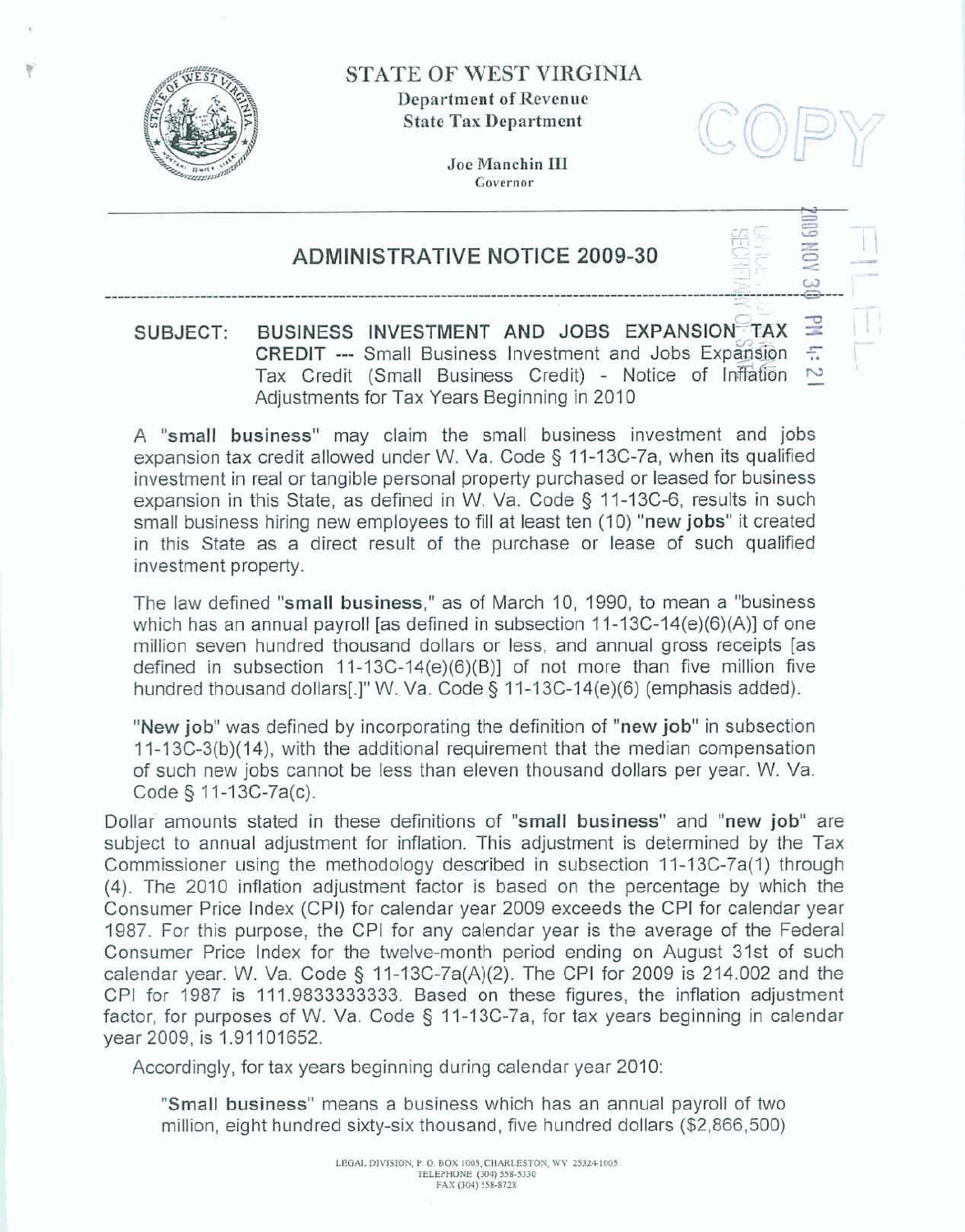STATE OF WEST VIRGINIA

Department of Revenue

State Tax Department

Joe Manchin III

Governor

# ADMINISTRATIVE NOTICE 2009-30

**SUBJECT: BUSINESS INVESTMENT AND JOBS EXPANSION TAX CREDIT** --- Small Business Investment and Jobs Expansion Tax Credit (Small Business Credit) - Notice of Inflation Adjustments for Tax Years Beginning in 2010

A "**small business**" may claim the small business investment and jobs expansion tax credit allowed under W. Va. Code § 11-13C-7a, when its qualified investment in real or tangible personal property purchased or leased for business expansion in this State, as defined in W. Va. Code § 11-13C-6, results in such small business hiring new employees to fill at least ten (10) "**new jobs**" it created in this State as a direct result of the purchase or lease of such qualified investment property.

The law defined "**small business**," as of March 10, 1990, to mean a "business which has an annual payroll [as defined in subsection 11-13C-14(e)(6)(A)] of one million seven hundred thousand dollars or less, and annual gross receipts [as defined in subsection 11-13C-14(e)(6)(B)] of not more than five million five hundred thousand dollars[.]" W. Va. Code § 11-13C-14(e)(6) (emphasis added).

"**New job**" was defined by incorporating the definition of "**new job**" in subsection 11-13C-3(b)(14), with the additional requirement that the median compensation of such new jobs cannot be less than eleven thousand dollars per year. W. Va. Code § 11-13C-7a(c).

Dollar amounts stated in these definitions of "**small business**" and "**new job**" are subject to annual adjustment for inflation. This adjustment is determined by the Tax Commissioner using the methodology described in subsection 11-13C-7a(1) through (4). The 2010 inflation adjustment factor is based on the percentage by which the Consumer Price Index (CPI) for calendar year 2009 exceeds the CPI for calendar year 1987. For this purpose, the CPI for any calendar year is the average of the Federal Consumer Price Index for the twelve-month period ending on August 31st of such calendar year. W. Va. Code § 11-13C-7a(A)(2). The CPI for 2009 is 214.002 and the CPI for 1987 is 111.9833333333. Based on these figures, the inflation adjustment factor, for purposes of W. Va. Code § 11-13C-7a, for tax years beginning in calendar year 2009, is 1.91101652.

Accordingly, for tax years beginning during calendar year 2010:

"**Small business**" means a business which has an annual payroll of two million, eight hundred sixty-six thousand, five hundred dollars ($2,866,500)

LEGAL DIVISION, P. O. BOX 1005, CHARLESTON, WV 25324-1005
TELEPHONE (304) 558-5330
FAX (304) 558-8728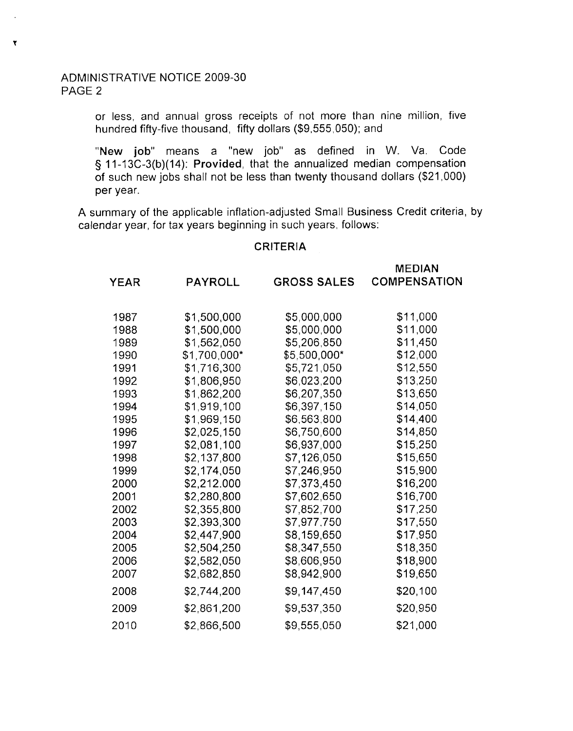or less, and annual gross receipts of not more than nine million, five hundred fifty-five thousand, fifty dollars ($9,555,050); and

"**New job**" means a "new job" as defined in W. Va. Code § 11-13C-3(b)(14): **Provided**, that the annualized median compensation of such new jobs shall not be less than twenty thousand dollars ($21,000) per year.

A summary of the applicable inflation-adjusted Small Business Credit criteria, by calendar year, for tax years beginning in such years, follows:

**CRITERIA**

| YEAR | PAYROLL | GROSS SALES | MEDIAN COMPENSATION |
|---|---|---|---|
| 1987 | $1,500,000 | $5,000,000 | $11,000 |
| 1988 | $1,500,000 | $5,000,000 | $11,000 |
| 1989 | $1,562,050 | $5,206,850 | $11,450 |
| 1990 | $1,700,000* | $5,500,000* | $12,000 |
| 1991 | $1,716,300 | $5,721,050 | $12,550 |
| 1992 | $1,806,950 | $6,023,200 | $13,250 |
| 1993 | $1,862,200 | $6,207,350 | $13,650 |
| 1994 | $1,919,100 | $6,397,150 | $14,050 |
| 1995 | $1,969,150 | $6,563,800 | $14,400 |
| 1996 | $2,025,150 | $6,750,600 | $14,850 |
| 1997 | $2,081,100 | $6,937,000 | $15,250 |
| 1998 | $2,137,800 | $7,126,050 | $15,650 |
| 1999 | $2,174,050 | $7,246,950 | $15,900 |
| 2000 | $2,212.000 | $7,373,450 | $16,200 |
| 2001 | $2,280,800 | $7,602,650 | $16,700 |
| 2002 | $2,355,800 | $7,852,700 | $17,250 |
| 2003 | $2,393,300 | $7,977,750 | $17,550 |
| 2004 | $2,447,900 | $8,159,650 | $17,950 |
| 2005 | $2,504,250 | $8,347,550 | $18,350 |
| 2006 | $2,582,050 | $8,606,950 | $18,900 |
| 2007 | $2,682,850 | $8,942,900 | $19,650 |
| 2008 | $2,744,200 | $9,147,450 | $20,100 |
| 2009 | $2,861,200 | $9,537,350 | $20,950 |
| 2010 | $2,866,500 | $9,555,050 | $21,000 |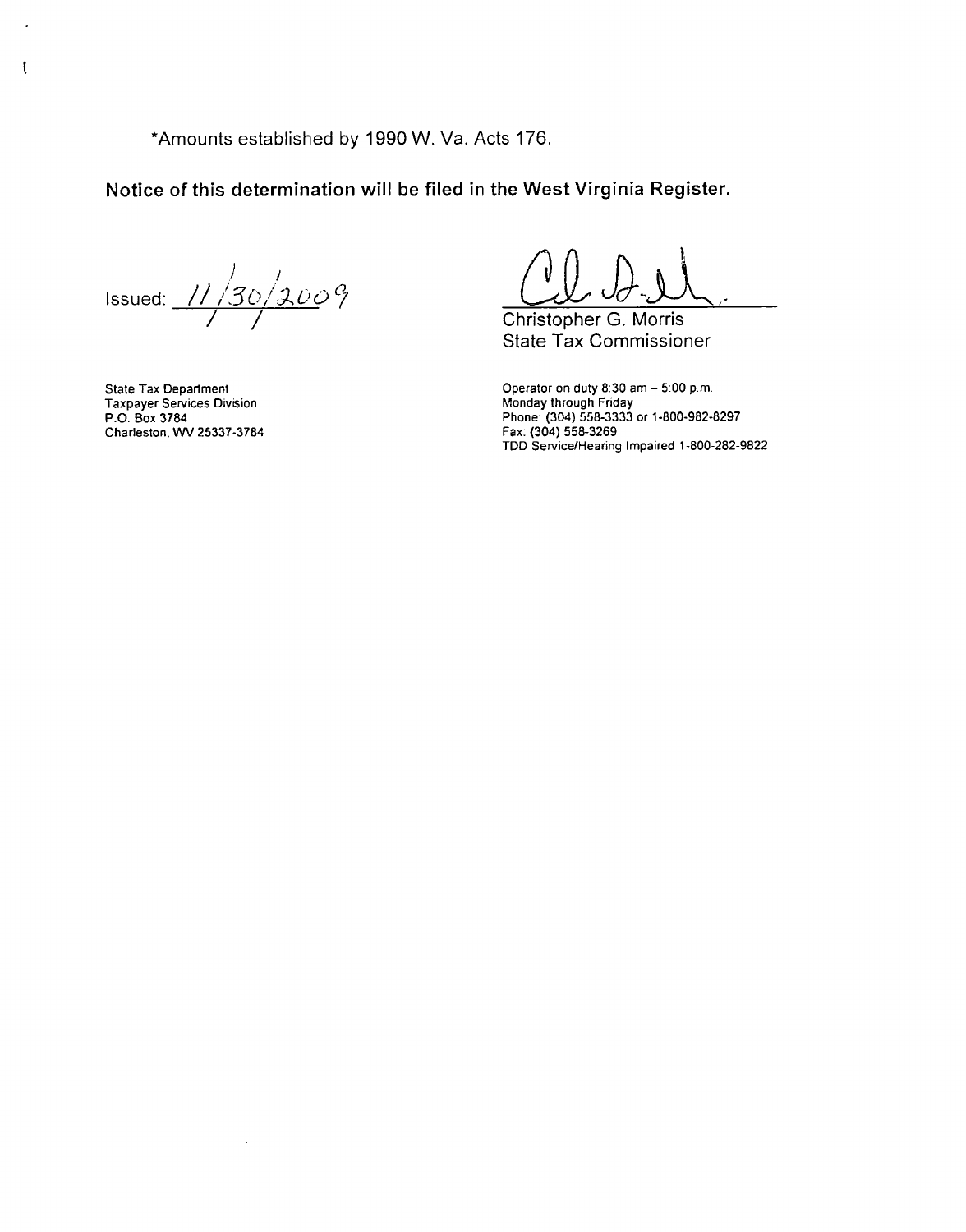*Amounts established by 1990 W. Va. Acts 176.

**Notice of this determination will be filed in the West Virginia Register.**

Issued: 11/30/2009

Christopher G. Morris
State Tax Commissioner

State Tax Department
Taxpayer Services Division
P.O. Box 3784
Charleston, WV 25337-3784

Operator on duty 8:30 am – 5:00 p.m.
Monday through Friday
Phone: (304) 558-3333 or 1-800-982-8297
Fax: (304) 558-3269
TDD Service/Hearing Impaired 1-800-282-9822